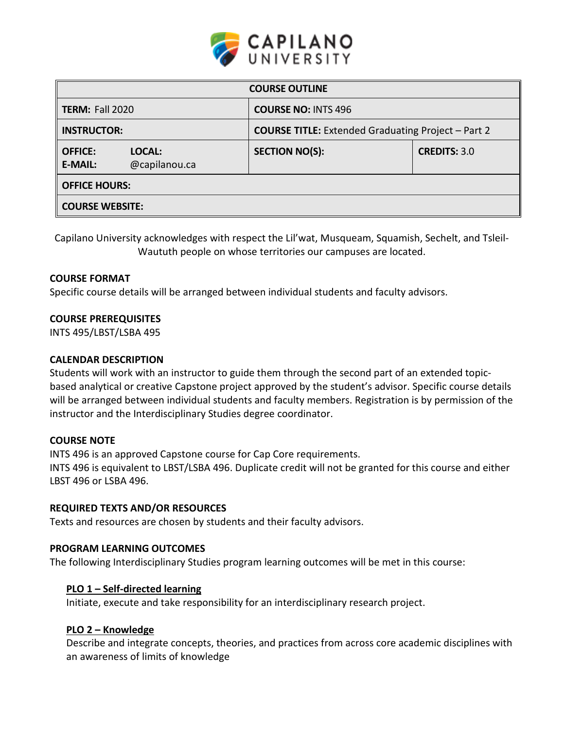CAPILANO UNIVERSITY

| COURSE OUTLINE | | |
|---|---|---|
| **TERM:** Fall 2020 | **COURSE NO:** INTS 496 | |
| **INSTRUCTOR:** | **COURSE TITLE:** Extended Graduating Project – Part 2 | |
| **OFFICE:** **LOCAL:** **E-MAIL:** @capilanou.ca | **SECTION NO(S):** | **CREDITS:** 3.0 |
| **OFFICE HOURS:** | | |
| **COURSE WEBSITE:** | | |

Capilano University acknowledges with respect the Lil'wat, Musqueam, Squamish, Sechelt, and Tsleil-Waututh people on whose territories our campuses are located.

### COURSE FORMAT

Specific course details will be arranged between individual students and faculty advisors.

### COURSE PREREQUISITES

INTS 495/LBST/LSBA 495

### CALENDAR DESCRIPTION

Students will work with an instructor to guide them through the second part of an extended topic-based analytical or creative Capstone project approved by the student's advisor. Specific course details will be arranged between individual students and faculty members. Registration is by permission of the instructor and the Interdisciplinary Studies degree coordinator.

### COURSE NOTE

INTS 496 is an approved Capstone course for Cap Core requirements.
INTS 496 is equivalent to LBST/LSBA 496. Duplicate credit will not be granted for this course and either LBST 496 or LSBA 496.

### REQUIRED TEXTS AND/OR RESOURCES

Texts and resources are chosen by students and their faculty advisors.

### PROGRAM LEARNING OUTCOMES

The following Interdisciplinary Studies program learning outcomes will be met in this course:

**PLO 1 – Self-directed learning**
Initiate, execute and take responsibility for an interdisciplinary research project.

**PLO 2 – Knowledge**
Describe and integrate concepts, theories, and practices from across core academic disciplines with an awareness of limits of knowledge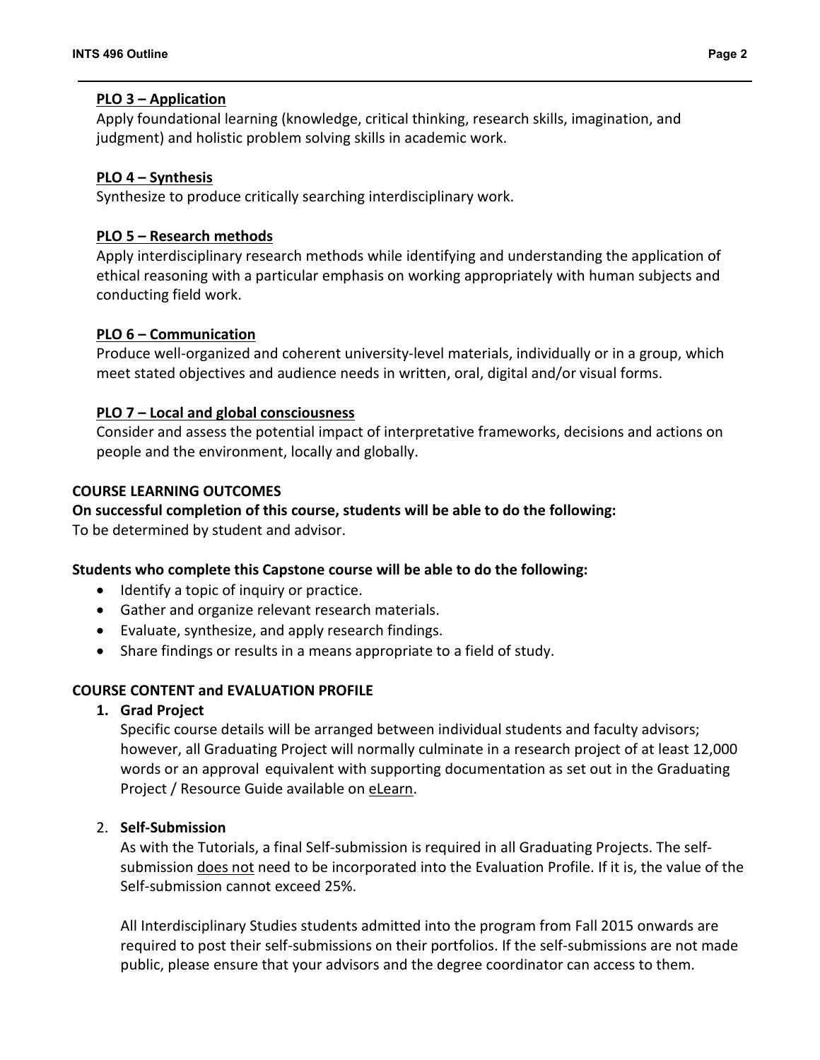**PLO 3 – Application**

Apply foundational learning (knowledge, critical thinking, research skills, imagination, and judgment) and holistic problem solving skills in academic work.

**PLO 4 – Synthesis**

Synthesize to produce critically searching interdisciplinary work.

**PLO 5 – Research methods**

Apply interdisciplinary research methods while identifying and understanding the application of ethical reasoning with a particular emphasis on working appropriately with human subjects and conducting field work.

**PLO 6 – Communication**

Produce well-organized and coherent university-level materials, individually or in a group, which meet stated objectives and audience needs in written, oral, digital and/or visual forms.

**PLO 7 – Local and global consciousness**

Consider and assess the potential impact of interpretative frameworks, decisions and actions on people and the environment, locally and globally.

## COURSE LEARNING OUTCOMES

**On successful completion of this course, students will be able to do the following:**

To be determined by student and advisor.

**Students who complete this Capstone course will be able to do the following:**

- Identify a topic of inquiry or practice.
- Gather and organize relevant research materials.
- Evaluate, synthesize, and apply research findings.
- Share findings or results in a means appropriate to a field of study.

## COURSE CONTENT and EVALUATION PROFILE

1. **Grad Project**

   Specific course details will be arranged between individual students and faculty advisors; however, all Graduating Project will normally culminate in a research project of at least 12,000 words or an approval equivalent with supporting documentation as set out in the Graduating Project / Resource Guide available on eLearn.

2. **Self-Submission**

   As with the Tutorials, a final Self-submission is required in all Graduating Projects. The self-submission does not need to be incorporated into the Evaluation Profile. If it is, the value of the Self-submission cannot exceed 25%.

   All Interdisciplinary Studies students admitted into the program from Fall 2015 onwards are required to post their self-submissions on their portfolios. If the self-submissions are not made public, please ensure that your advisors and the degree coordinator can access to them.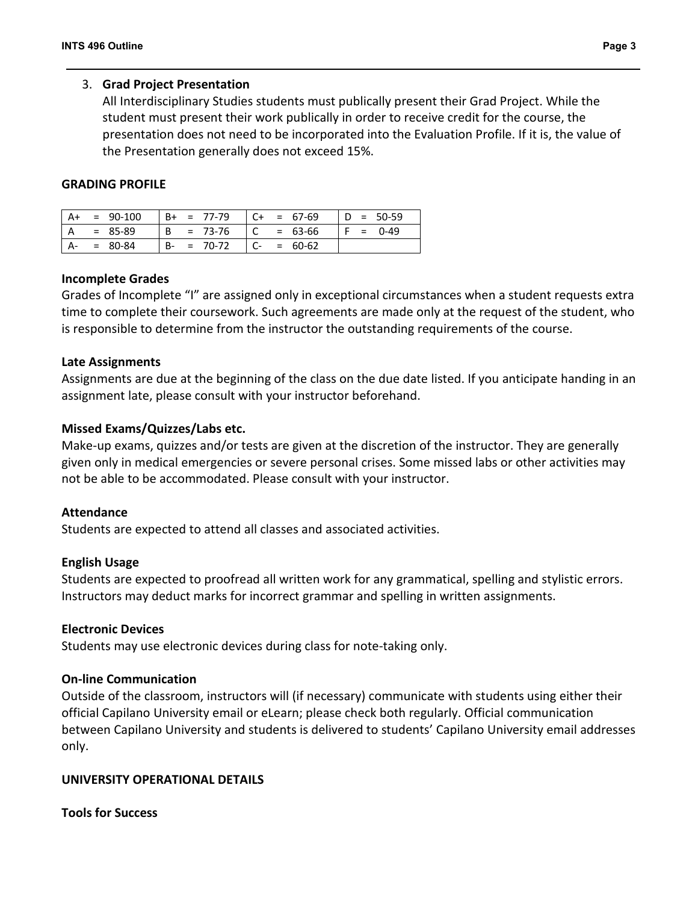3. **Grad Project Presentation**
   All Interdisciplinary Studies students must publically present their Grad Project. While the student must present their work publically in order to receive credit for the course, the presentation does not need to be incorporated into the Evaluation Profile. If it is, the value of the Presentation generally does not exceed 15%.

**GRADING PROFILE**

| | | | |
|---|---|---|---|
| A+ = 90-100 | B+ = 77-79 | C+ = 67-69 | D = 50-59 |
| A = 85-89 | B = 73-76 | C = 63-66 | F = 0-49 |
| A- = 80-84 | B- = 70-72 | C- = 60-62 | |

**Incomplete Grades**
Grades of Incomplete "I" are assigned only in exceptional circumstances when a student requests extra time to complete their coursework. Such agreements are made only at the request of the student, who is responsible to determine from the instructor the outstanding requirements of the course.

**Late Assignments**
Assignments are due at the beginning of the class on the due date listed. If you anticipate handing in an assignment late, please consult with your instructor beforehand.

**Missed Exams/Quizzes/Labs etc.**
Make-up exams, quizzes and/or tests are given at the discretion of the instructor. They are generally given only in medical emergencies or severe personal crises. Some missed labs or other activities may not be able to be accommodated. Please consult with your instructor.

**Attendance**
Students are expected to attend all classes and associated activities.

**English Usage**
Students are expected to proofread all written work for any grammatical, spelling and stylistic errors. Instructors may deduct marks for incorrect grammar and spelling in written assignments.

**Electronic Devices**
Students may use electronic devices during class for note-taking only.

**On-line Communication**
Outside of the classroom, instructors will (if necessary) communicate with students using either their official Capilano University email or eLearn; please check both regularly. Official communication between Capilano University and students is delivered to students' Capilano University email addresses only.

**UNIVERSITY OPERATIONAL DETAILS**

**Tools for Success**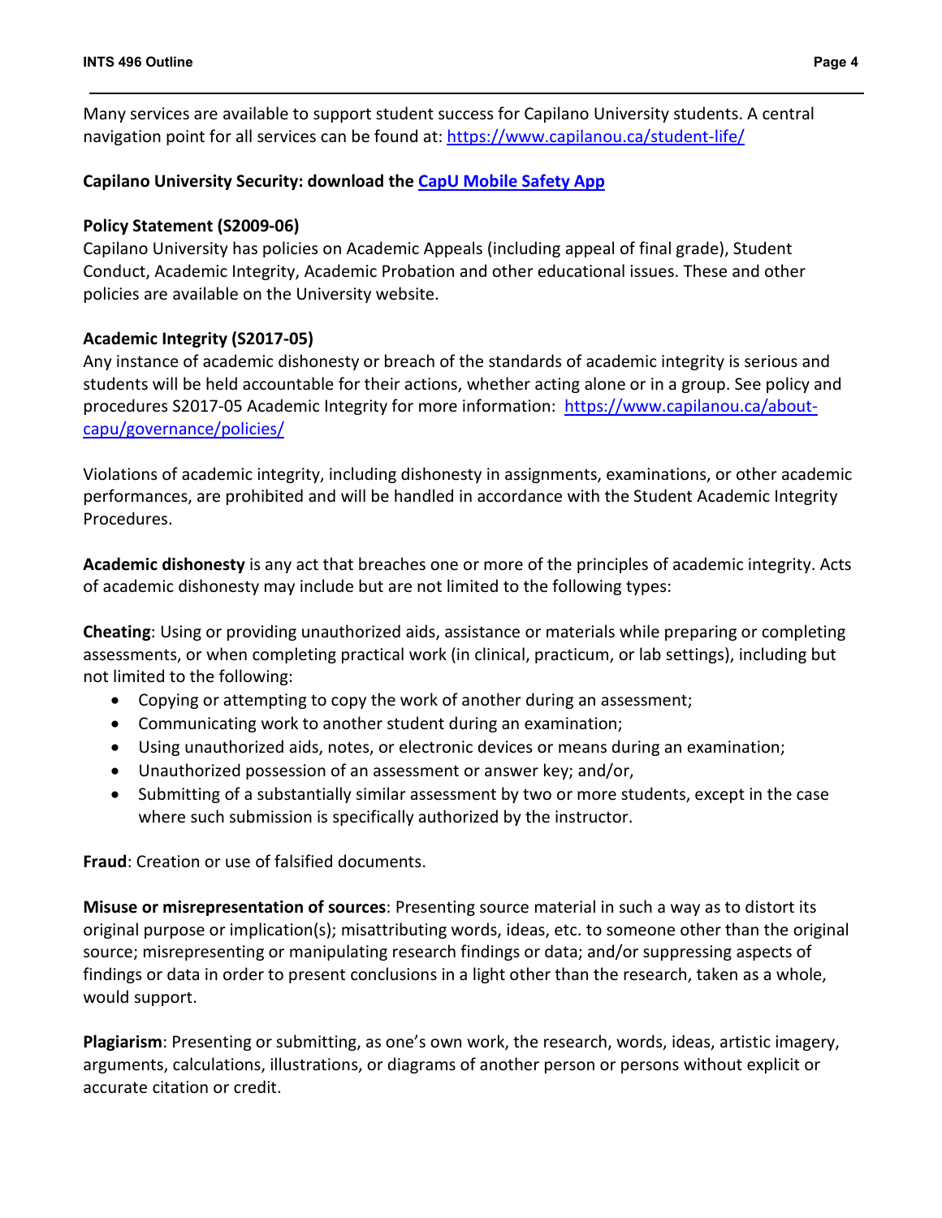Many services are available to support student success for Capilano University students. A central navigation point for all services can be found at: https://www.capilanou.ca/student-life/

**Capilano University Security: download the [CapU Mobile Safety App]**

**Policy Statement (S2009-06)**
Capilano University has policies on Academic Appeals (including appeal of final grade), Student Conduct, Academic Integrity, Academic Probation and other educational issues. These and other policies are available on the University website.

**Academic Integrity (S2017-05)**
Any instance of academic dishonesty or breach of the standards of academic integrity is serious and students will be held accountable for their actions, whether acting alone or in a group. See policy and procedures S2017-05 Academic Integrity for more information: https://www.capilanou.ca/about-capu/governance/policies/

Violations of academic integrity, including dishonesty in assignments, examinations, or other academic performances, are prohibited and will be handled in accordance with the Student Academic Integrity Procedures.

**Academic dishonesty** is any act that breaches one or more of the principles of academic integrity. Acts of academic dishonesty may include but are not limited to the following types:

**Cheating**: Using or providing unauthorized aids, assistance or materials while preparing or completing assessments, or when completing practical work (in clinical, practicum, or lab settings), including but not limited to the following:

- Copying or attempting to copy the work of another during an assessment;
- Communicating work to another student during an examination;
- Using unauthorized aids, notes, or electronic devices or means during an examination;
- Unauthorized possession of an assessment or answer key; and/or,
- Submitting of a substantially similar assessment by two or more students, except in the case where such submission is specifically authorized by the instructor.

**Fraud**: Creation or use of falsified documents.

**Misuse or misrepresentation of sources**: Presenting source material in such a way as to distort its original purpose or implication(s); misattributing words, ideas, etc. to someone other than the original source; misrepresenting or manipulating research findings or data; and/or suppressing aspects of findings or data in order to present conclusions in a light other than the research, taken as a whole, would support.

**Plagiarism**: Presenting or submitting, as one's own work, the research, words, ideas, artistic imagery, arguments, calculations, illustrations, or diagrams of another person or persons without explicit or accurate citation or credit.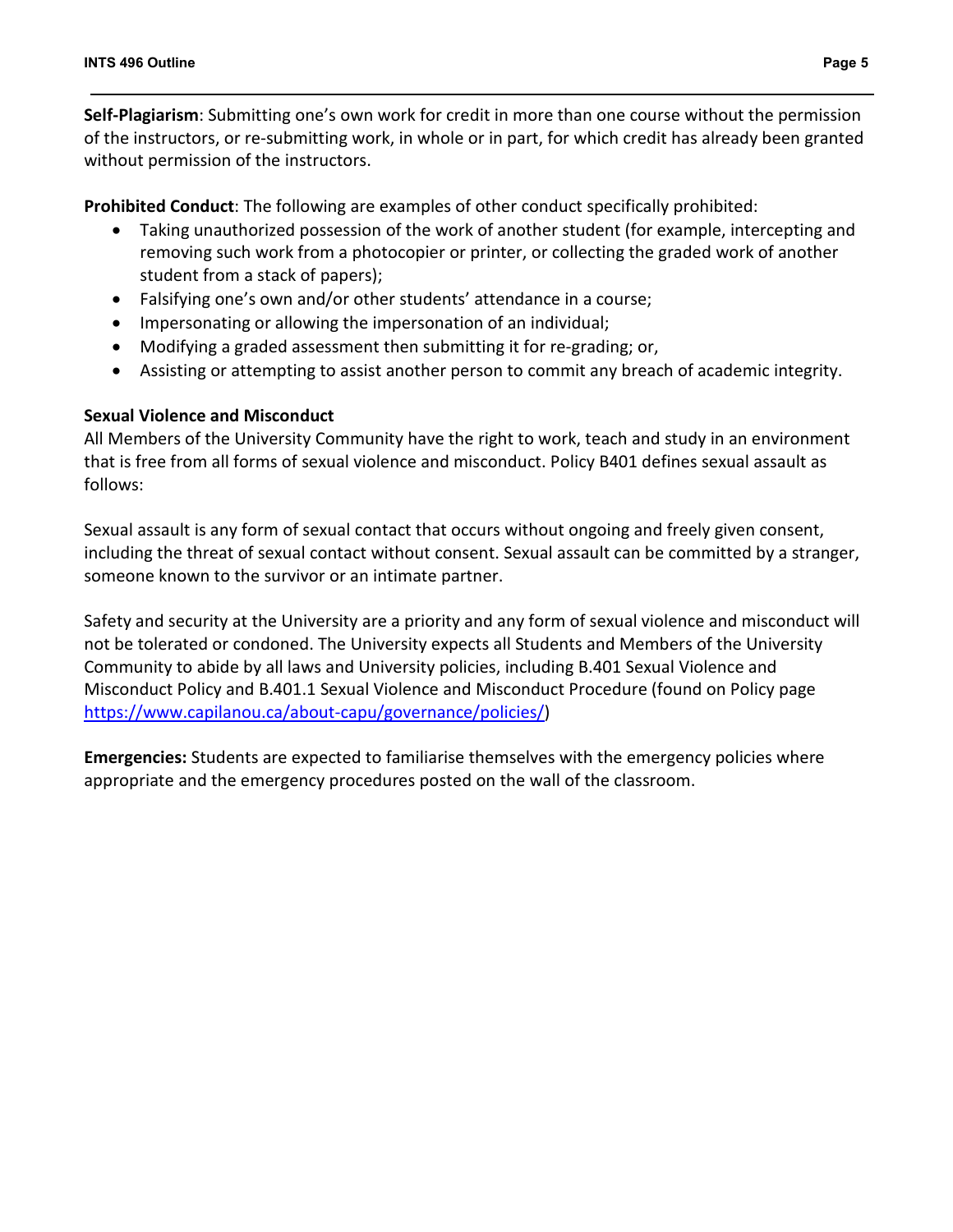**Self-Plagiarism**: Submitting one's own work for credit in more than one course without the permission of the instructors, or re-submitting work, in whole or in part, for which credit has already been granted without permission of the instructors.

**Prohibited Conduct**: The following are examples of other conduct specifically prohibited:

- Taking unauthorized possession of the work of another student (for example, intercepting and removing such work from a photocopier or printer, or collecting the graded work of another student from a stack of papers);
- Falsifying one's own and/or other students' attendance in a course;
- Impersonating or allowing the impersonation of an individual;
- Modifying a graded assessment then submitting it for re-grading; or,
- Assisting or attempting to assist another person to commit any breach of academic integrity.

**Sexual Violence and Misconduct**

All Members of the University Community have the right to work, teach and study in an environment that is free from all forms of sexual violence and misconduct. Policy B401 defines sexual assault as follows:

Sexual assault is any form of sexual contact that occurs without ongoing and freely given consent, including the threat of sexual contact without consent. Sexual assault can be committed by a stranger, someone known to the survivor or an intimate partner.

Safety and security at the University are a priority and any form of sexual violence and misconduct will not be tolerated or condoned. The University expects all Students and Members of the University Community to abide by all laws and University policies, including B.401 Sexual Violence and Misconduct Policy and B.401.1 Sexual Violence and Misconduct Procedure (found on Policy page [https://www.capilanou.ca/about-capu/governance/policies/](https://www.capilanou.ca/about-capu/governance/policies/))

**Emergencies:** Students are expected to familiarise themselves with the emergency policies where appropriate and the emergency procedures posted on the wall of the classroom.